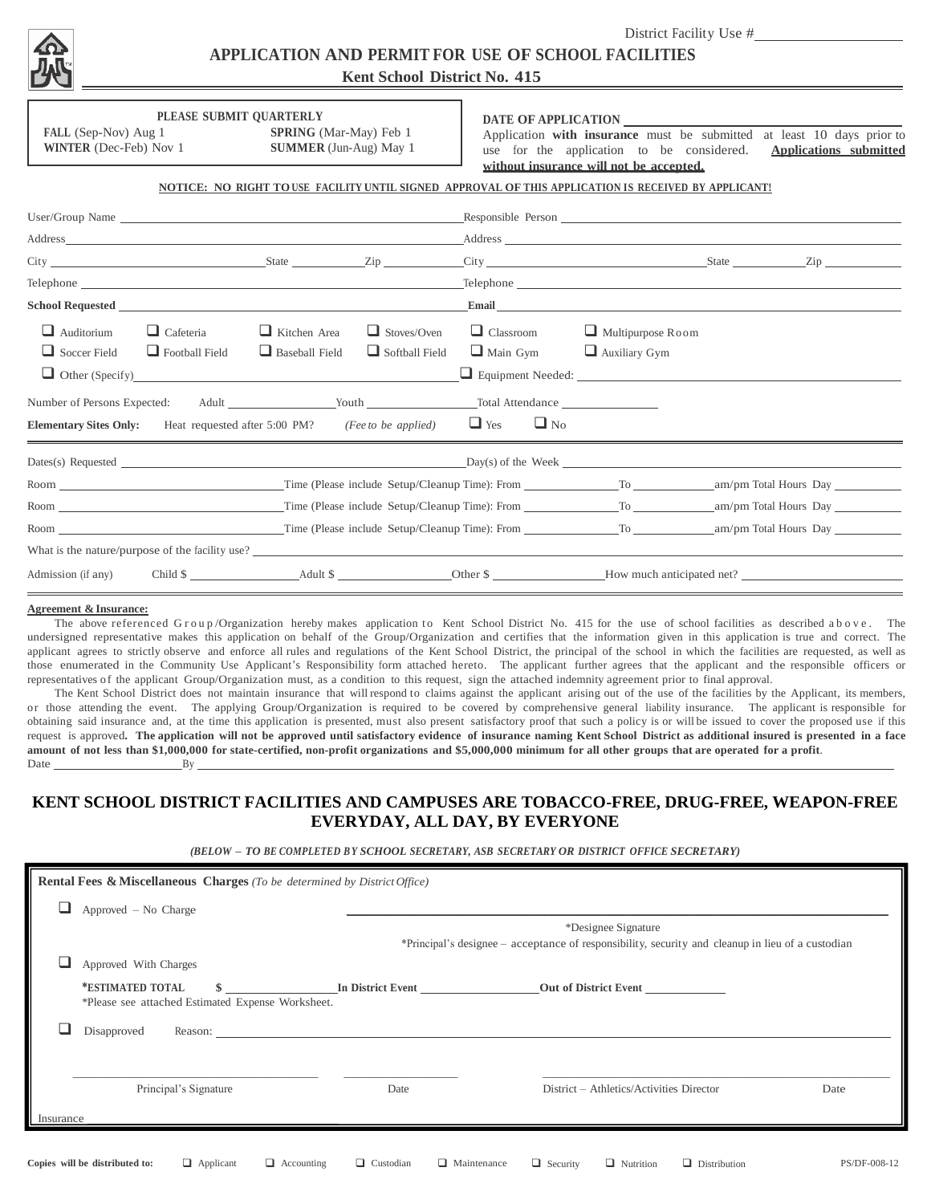District Facility Use # ____________________

# APPLICATION AND PERMIT FOR USE OF SCHOOL FACILITIES

## Kent School District No. 415

**PLEASE SUBMIT QUARTERLY**

**FALL** (Sep-Nov) Aug 1 **SPRING** (Mar-May) Feb 1
**WINTER** (Dec-Feb) Nov 1 **SUMMER** (Jun-Aug) May 1

**DATE OF APPLICATION** ____________________

Application **with insurance** must be submitted at least 10 days prior to use for the application to be considered. **Applications submitted without insurance will not be accepted.**

**NOTICE: NO RIGHT TO USE FACILITY UNTIL SIGNED APPROVAL OF THIS APPLICATION IS RECEIVED BY APPLICANT!**

User/Group Name ____________________ Responsible Person ____________________

Address ____________________ Address ____________________

City ____________ State ______ Zip ______ City ____________ State ______ Zip ______

Telephone ____________________ Telephone ____________________

**School Requested** ____________________ **Email** ____________________

❑ Auditorium ❑ Cafeteria ❑ Kitchen Area ❑ Stoves/Oven ❑ Classroom ❑ Multipurpose Room

❑ Soccer Field ❑ Football Field ❑ Baseball Field ❑ Softball Field ❑ Main Gym ❑ Auxiliary Gym

❑ Other (Specify) ____________________ ❑ Equipment Needed: ____________________

Number of Persons Expected: Adult ________ Youth ________ Total Attendance ________

**Elementary Sites Only:** Heat requested after 5:00 PM? *(Fee to be applied)* ❑ Yes ❑ No

Dates(s) Requested ____________________ Day(s) of the Week ____________________

Room ____________ Time (Please include Setup/Cleanup Time): From ________ To ________ am/pm Total Hours Day ______

Room ____________ Time (Please include Setup/Cleanup Time): From ________ To ________ am/pm Total Hours Day ______

Room ____________ Time (Please include Setup/Cleanup Time): From ________ To ________ am/pm Total Hours Day ______

What is the nature/purpose of the facility use? ____________________

Admission (if any) Child $ ________ Adult $ ________ Other $ ________ How much anticipated net? ________

**Agreement & Insurance:**

The above referenced Group/Organization hereby makes application to Kent School District No. 415 for the use of school facilities as described above. The undersigned representative makes this application on behalf of the Group/Organization and certifies that the information given in this application is true and correct. The applicant agrees to strictly observe and enforce all rules and regulations of the Kent School District, the principal of the school in which the facilities are requested, as well as those enumerated in the Community Use Applicant's Responsibility form attached hereto. The applicant further agrees that the applicant and the responsible officers or representatives of the applicant Group/Organization must, as a condition to this request, sign the attached indemnity agreement prior to final approval.

The Kent School District does not maintain insurance that will respond to claims against the applicant arising out of the use of the facilities by the Applicant, its members, or those attending the event. The applying Group/Organization is required to be covered by comprehensive general liability insurance. The applicant is responsible for obtaining said insurance and, at the time this application is presented, must also present satisfactory proof that such a policy is or will be issued to cover the proposed use if this request is approved. **The application will not be approved until satisfactory evidence of insurance naming Kent School District as additional insured is presented in a face amount of not less than $1,000,000 for state-certified, non-profit organizations and $5,000,000 minimum for all other groups that are operated for a profit**.

Date ____________ By ____________________

## KENT SCHOOL DISTRICT FACILITIES AND CAMPUSES ARE TOBACCO-FREE, DRUG-FREE, WEAPON-FREE EVERYDAY, ALL DAY, BY EVERYONE

***(BELOW – TO BE COMPLETED BY SCHOOL SECRETARY, ASB SECRETARY OR DISTRICT OFFICE SECRETARY)***

**Rental Fees & Miscellaneous Charges** *(To be determined by District Office)*

❑ Approved – No Charge ____________________
\*Designee Signature
\*Principal's designee – acceptance of responsibility, security and cleanup in lieu of a custodian

❑ Approved With Charges

**\*ESTIMATED TOTAL $** ________ **In District Event** ________ **Out of District Event** ________
\*Please see attached Estimated Expense Worksheet.

❑ Disapproved Reason: ____________________

____________________ Principal's Signature ________ Date ____________________ District – Athletics/Activities Director ________ Date

Insurance

**Copies will be distributed to:** ❑ Applicant ❑ Accounting ❑ Custodian ❑ Maintenance ❑ Security ❑ Nutrition ❑ Distribution

PS/DF-008-12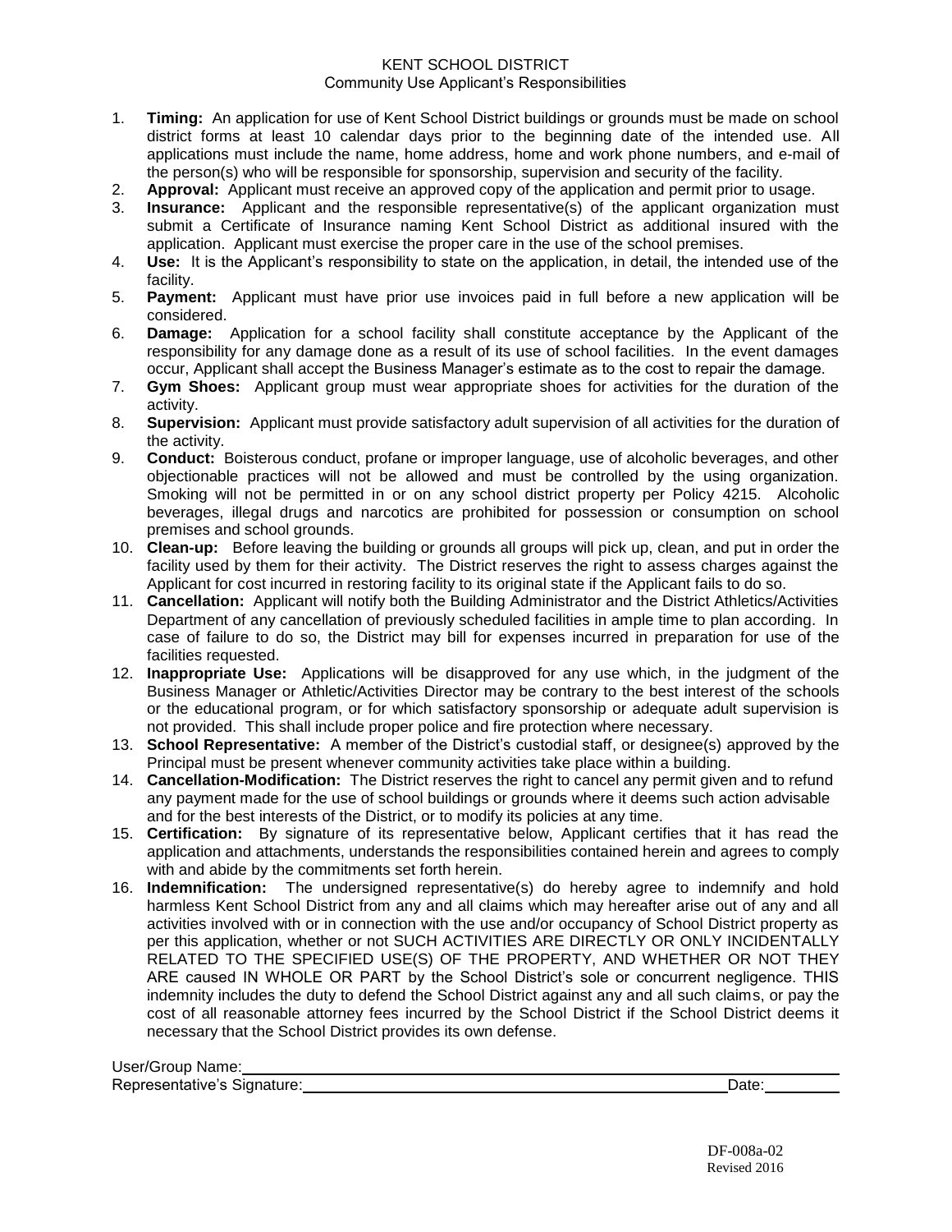KENT SCHOOL DISTRICT
Community Use Applicant's Responsibilities

1. **Timing:** An application for use of Kent School District buildings or grounds must be made on school district forms at least 10 calendar days prior to the beginning date of the intended use. All applications must include the name, home address, home and work phone numbers, and e-mail of the person(s) who will be responsible for sponsorship, supervision and security of the facility.
2. **Approval:** Applicant must receive an approved copy of the application and permit prior to usage.
3. **Insurance:** Applicant and the responsible representative(s) of the applicant organization must submit a Certificate of Insurance naming Kent School District as additional insured with the application. Applicant must exercise the proper care in the use of the school premises.
4. **Use:** It is the Applicant's responsibility to state on the application, in detail, the intended use of the facility.
5. **Payment:** Applicant must have prior use invoices paid in full before a new application will be considered.
6. **Damage:** Application for a school facility shall constitute acceptance by the Applicant of the responsibility for any damage done as a result of its use of school facilities. In the event damages occur, Applicant shall accept the Business Manager's estimate as to the cost to repair the damage.
7. **Gym Shoes:** Applicant group must wear appropriate shoes for activities for the duration of the activity.
8. **Supervision:** Applicant must provide satisfactory adult supervision of all activities for the duration of the activity.
9. **Conduct:** Boisterous conduct, profane or improper language, use of alcoholic beverages, and other objectionable practices will not be allowed and must be controlled by the using organization. Smoking will not be permitted in or on any school district property per Policy 4215. Alcoholic beverages, illegal drugs and narcotics are prohibited for possession or consumption on school premises and school grounds.
10. **Clean-up:** Before leaving the building or grounds all groups will pick up, clean, and put in order the facility used by them for their activity. The District reserves the right to assess charges against the Applicant for cost incurred in restoring facility to its original state if the Applicant fails to do so.
11. **Cancellation:** Applicant will notify both the Building Administrator and the District Athletics/Activities Department of any cancellation of previously scheduled facilities in ample time to plan according. In case of failure to do so, the District may bill for expenses incurred in preparation for use of the facilities requested.
12. **Inappropriate Use:** Applications will be disapproved for any use which, in the judgment of the Business Manager or Athletic/Activities Director may be contrary to the best interest of the schools or the educational program, or for which satisfactory sponsorship or adequate adult supervision is not provided. This shall include proper police and fire protection where necessary.
13. **School Representative:** A member of the District's custodial staff, or designee(s) approved by the Principal must be present whenever community activities take place within a building.
14. **Cancellation-Modification:** The District reserves the right to cancel any permit given and to refund any payment made for the use of school buildings or grounds where it deems such action advisable and for the best interests of the District, or to modify its policies at any time.
15. **Certification:** By signature of its representative below, Applicant certifies that it has read the application and attachments, understands the responsibilities contained herein and agrees to comply with and abide by the commitments set forth herein.
16. **Indemnification:** The undersigned representative(s) do hereby agree to indemnify and hold harmless Kent School District from any and all claims which may hereafter arise out of any and all activities involved with or in connection with the use and/or occupancy of School District property as per this application, whether or not SUCH ACTIVITIES ARE DIRECTLY OR ONLY INCIDENTALLY RELATED TO THE SPECIFIED USE(S) OF THE PROPERTY, AND WHETHER OR NOT THEY ARE caused IN WHOLE OR PART by the School District's sole or concurrent negligence. THIS indemnity includes the duty to defend the School District against any and all such claims, or pay the cost of all reasonable attorney fees incurred by the School District if the School District deems it necessary that the School District provides its own defense.

User/Group Name: ______________________________________________

Representative's Signature: ______________________________________ Date: __________

DF-008a-02
Revised 2016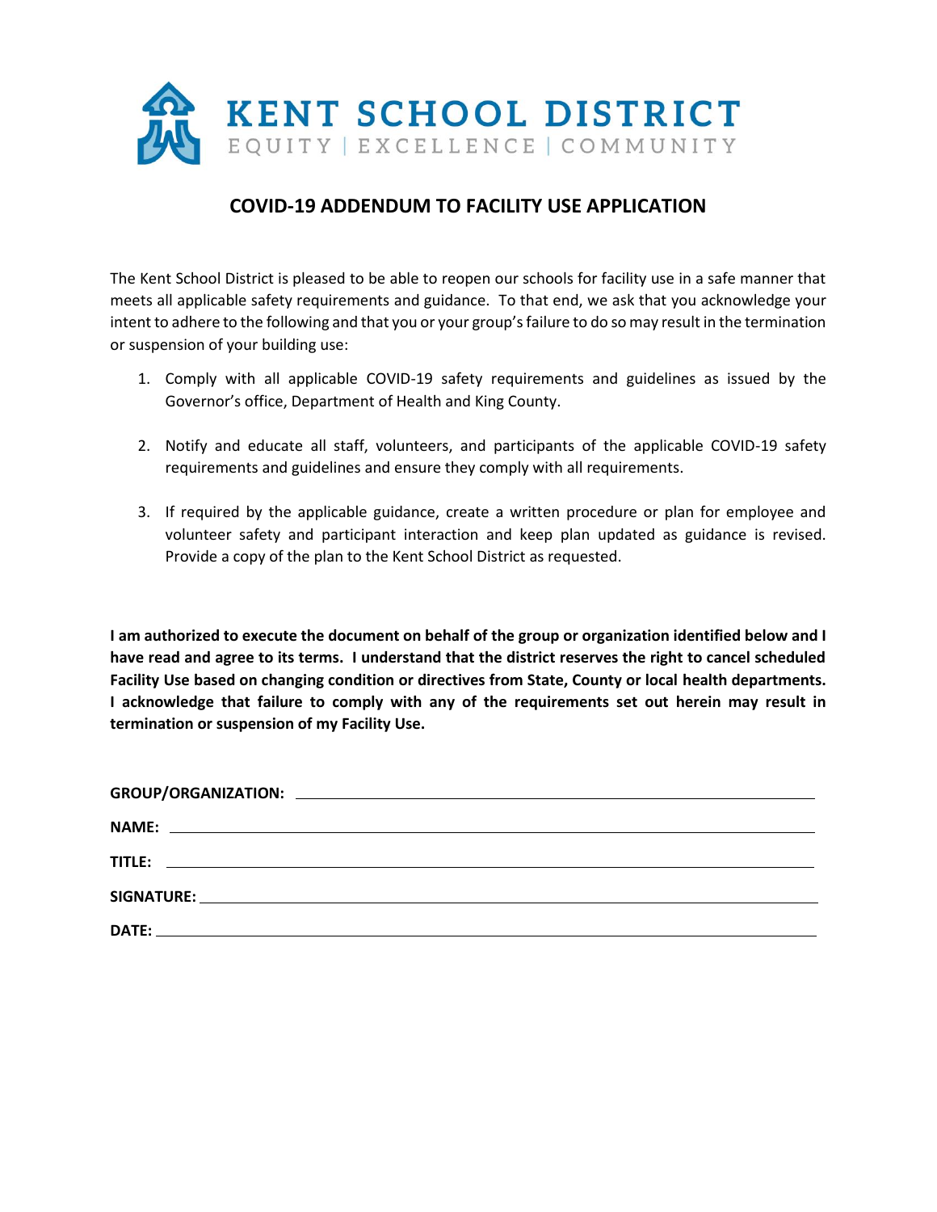# KENT SCHOOL DISTRICT

EQUITY | EXCELLENCE | COMMUNITY

## COVID-19 ADDENDUM TO FACILITY USE APPLICATION

The Kent School District is pleased to be able to reopen our schools for facility use in a safe manner that meets all applicable safety requirements and guidance. To that end, we ask that you acknowledge your intent to adhere to the following and that you or your group's failure to do so may result in the termination or suspension of your building use:

1. Comply with all applicable COVID-19 safety requirements and guidelines as issued by the Governor's office, Department of Health and King County.
2. Notify and educate all staff, volunteers, and participants of the applicable COVID-19 safety requirements and guidelines and ensure they comply with all requirements.
3. If required by the applicable guidance, create a written procedure or plan for employee and volunteer safety and participant interaction and keep plan updated as guidance is revised. Provide a copy of the plan to the Kent School District as requested.

**I am authorized to execute the document on behalf of the group or organization identified below and I have read and agree to its terms. I understand that the district reserves the right to cancel scheduled Facility Use based on changing condition or directives from State, County or local health departments. I acknowledge that failure to comply with any of the requirements set out herein may result in termination or suspension of my Facility Use.**

**GROUP/ORGANIZATION:** ______________________________

**NAME:** ______________________________

**TITLE:** ______________________________

**SIGNATURE:** ______________________________

**DATE:** ______________________________